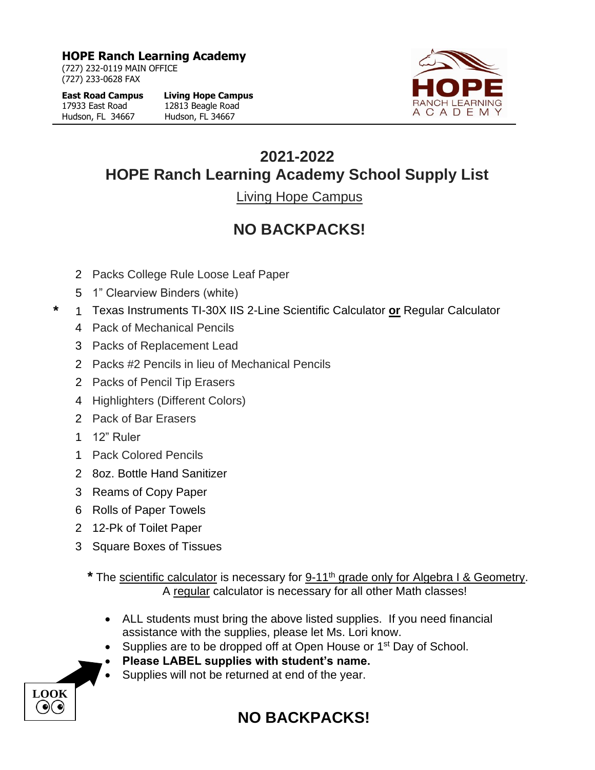**HOPE Ranch Learning Academy**
(727) 232-0119 MAIN OFFICE
(727) 233-0628 FAX

**East Road Campus**
17933 East Road
Hudson, FL 34667

**Living Hope Campus**
12813 Beagle Road
Hudson, FL 34667

## 2021-2022
## HOPE Ranch Learning Academy School Supply List

Living Hope Campus

## NO BACKPACKS!

- 2 Packs College Rule Loose Leaf Paper
- 5 1" Clearview Binders (white)
- \* 1 Texas Instruments TI-30X IIS 2-Line Scientific Calculator **or** Regular Calculator
- 4 Pack of Mechanical Pencils
- 3 Packs of Replacement Lead
- 2 Packs #2 Pencils in lieu of Mechanical Pencils
- 2 Packs of Pencil Tip Erasers
- 4 Highlighters (Different Colors)
- 2 Pack of Bar Erasers
- 1 12" Ruler
- 1 Pack Colored Pencils
- 2 8oz. Bottle Hand Sanitizer
- 3 Reams of Copy Paper
- 6 Rolls of Paper Towels
- 2 12-Pk of Toilet Paper
- 3 Square Boxes of Tissues

**\*** The scientific calculator is necessary for 9-11th grade only for Algebra I & Geometry. A regular calculator is necessary for all other Math classes!

- ALL students must bring the above listed supplies. If you need financial assistance with the supplies, please let Ms. Lori know.
- Supplies are to be dropped off at Open House or 1st Day of School.
- **Please LABEL supplies with student's name.**
- Supplies will not be returned at end of the year.

LOOK

## NO BACKPACKS!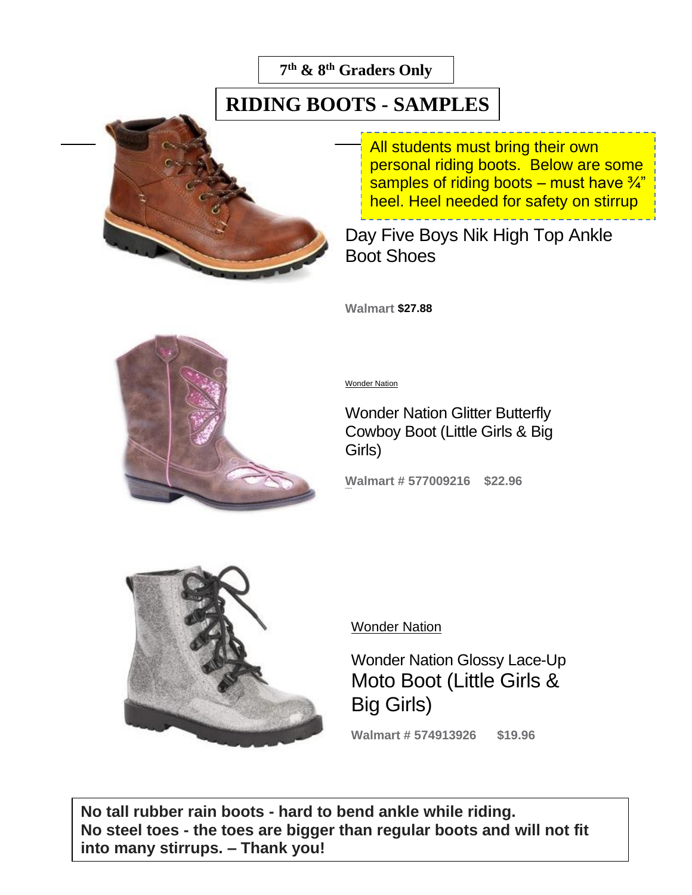**$7^{th}$ & $8^{th}$ Graders Only**

# RIDING BOOTS - SAMPLES

All students must bring their own personal riding boots. Below are some samples of riding boots – must have ¾" heel. Heel needed for safety on stirrup

Day Five Boys Nik High Top Ankle Boot Shoes

**Walmart $27.88**

Wonder Nation

Wonder Nation Glitter Butterfly Cowboy Boot (Little Girls & Big Girls)

**Walmart # 577009216 $22.96**

Wonder Nation

Wonder Nation Glossy Lace-Up Moto Boot (Little Girls & Big Girls)

**Walmart # 574913926 $19.96**

**No tall rubber rain boots - hard to bend ankle while riding.**
**No steel toes - the toes are bigger than regular boots and will not fit into many stirrups. – Thank you!**